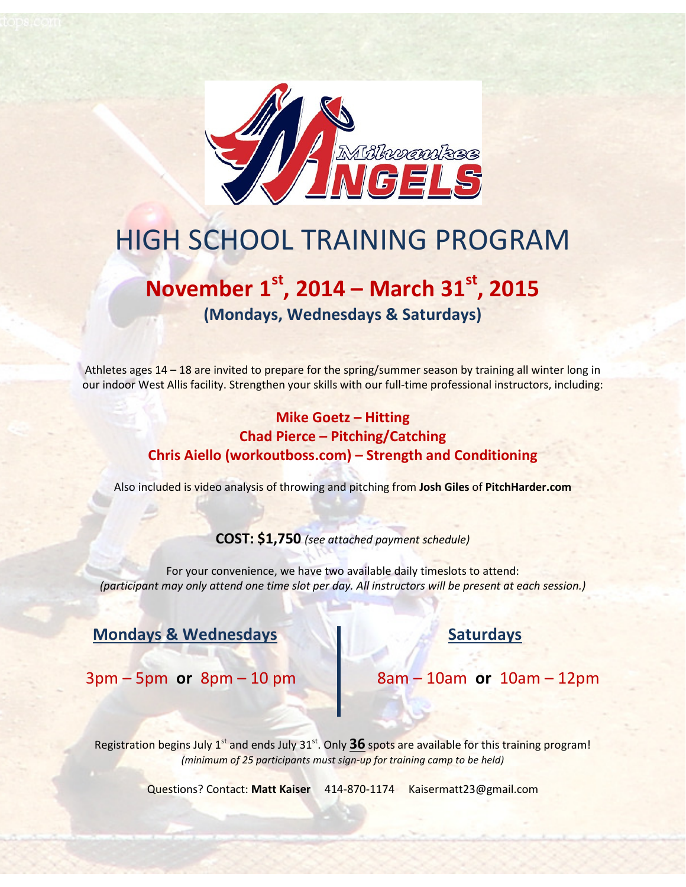# HIGH SCHOOL TRAINING PROGRAM

## November 1st, 2014 – March 31st, 2015

**(Mondays, Wednesdays & Saturdays)**

Athletes ages 14 – 18 are invited to prepare for the spring/summer season by training all winter long in our indoor West Allis facility. Strengthen your skills with our full-time professional instructors, including:

**Mike Goetz – Hitting**
**Chad Pierce – Pitching/Catching**
**Chris Aiello (workoutboss.com) – Strength and Conditioning**

Also included is video analysis of throwing and pitching from **Josh Giles** of **PitchHarder.com**

**COST: $1,750** *(see attached payment schedule)*

For your convenience, we have two available daily timeslots to attend:
*(participant may only attend one time slot per day. All instructors will be present at each session.)*

**Mondays & Wednesdays**

3pm – 5pm **or** 8pm – 10 pm

**Saturdays**

8am – 10am **or** 10am – 12pm

Registration begins July 1st and ends July 31st. Only **36** spots are available for this training program!
*(minimum of 25 participants must sign-up for training camp to be held)*

Questions? Contact: **Matt Kaiser** 414-870-1174 Kaisermatt23@gmail.com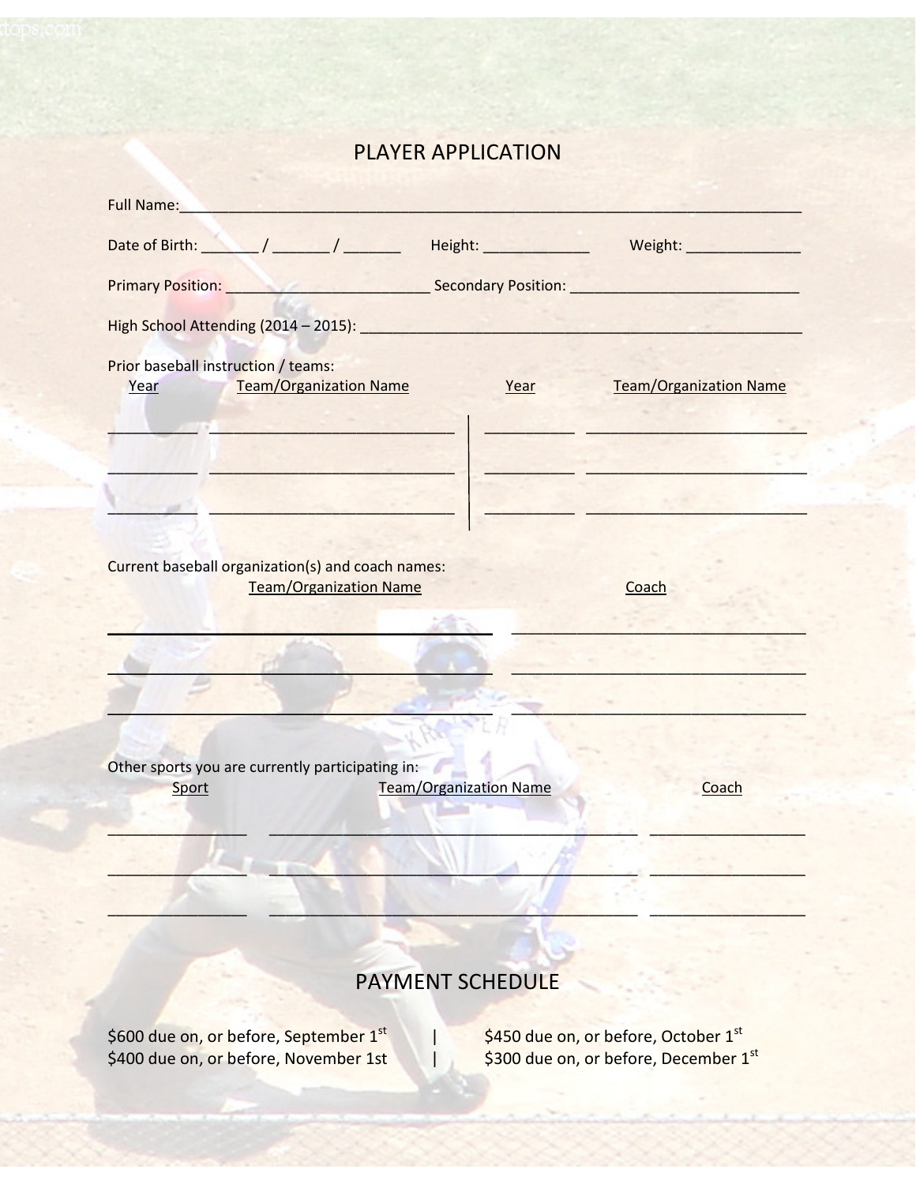## PLAYER APPLICATION

Full Name:\_\_\_\_\_\_\_\_\_\_\_\_\_\_\_\_\_\_\_\_\_\_\_\_\_\_\_\_\_\_\_\_\_\_\_\_\_\_\_\_\_\_\_\_\_\_\_\_\_\_\_\_\_\_\_\_\_\_\_\_

Date of Birth: \_\_\_\_\_\_ / \_\_\_\_\_\_ / \_\_\_\_\_\_ Height: \_\_\_\_\_\_\_\_\_\_\_\_ Weight: \_\_\_\_\_\_\_\_\_\_\_\_

Primary Position: \_\_\_\_\_\_\_\_\_\_\_\_\_\_\_\_\_\_\_\_\_\_\_\_ Secondary Position: \_\_\_\_\_\_\_\_\_\_\_\_\_\_\_\_\_\_\_\_\_\_\_\_

High School Attending (2014 – 2015): \_\_\_\_\_\_\_\_\_\_\_\_\_\_\_\_\_\_\_\_\_\_\_\_\_\_\_\_\_\_\_\_\_\_\_\_\_\_\_\_\_\_\_\_

Prior baseball instruction / teams:

| Year | Team/Organization Name | Year | Team/Organization Name |
|---|---|---|---|
| | | | |
| | | | |
| | | | |

Current baseball organization(s) and coach names:

| Team/Organization Name | Coach |
|---|---|
| | |
| | |
| | |

Other sports you are currently participating in:

| Sport | Team/Organization Name | Coach |
|---|---|---|
| | | |
| | | |
| | | |

## PAYMENT SCHEDULE

$600 due on, or before, September 1st | $450 due on, or before, October 1st
$400 due on, or before, November 1st | $300 due on, or before, December 1st